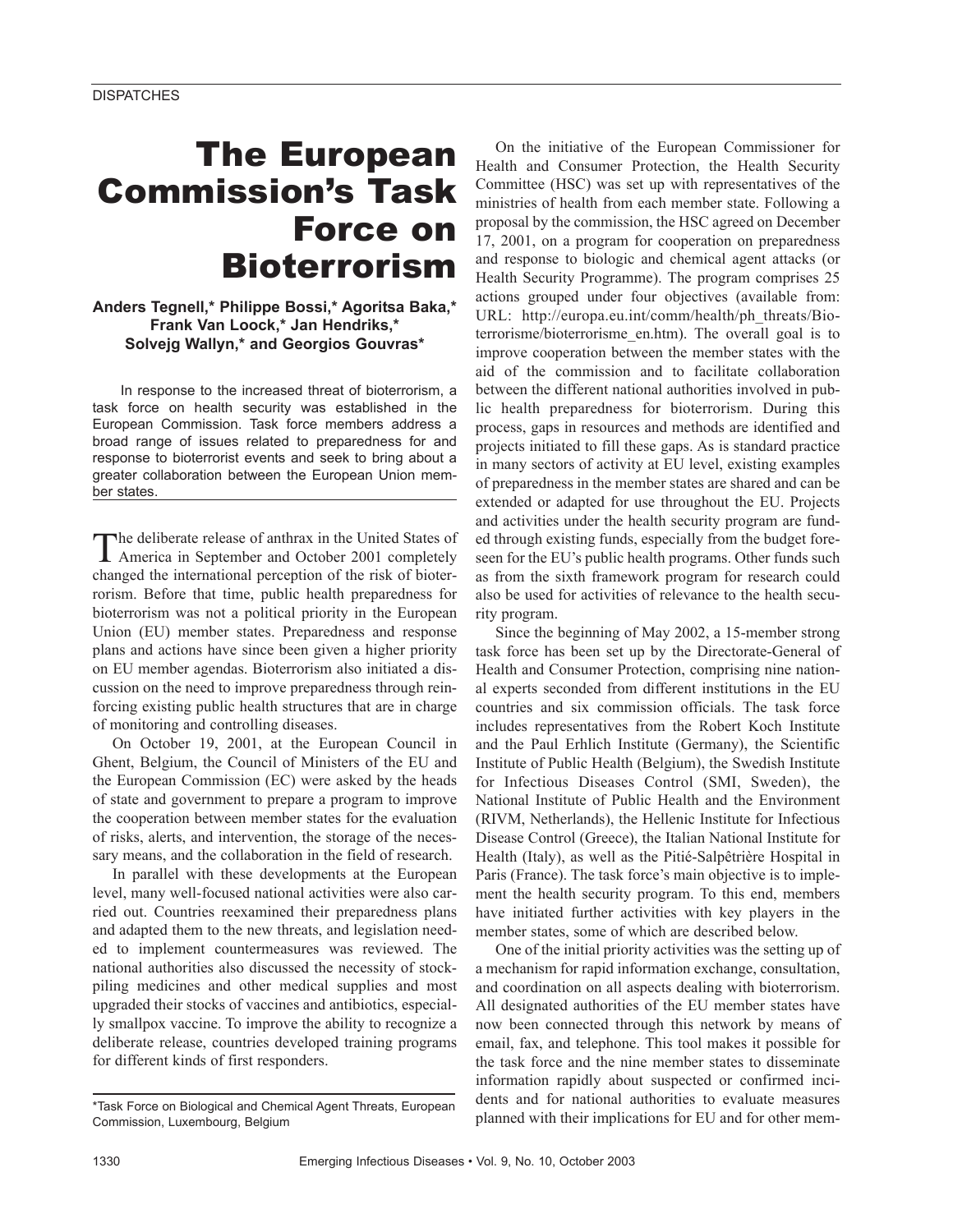DISPATCHES

# The European Commission's Task Force on Bioterrorism

**Anders Tegnell,\* Philippe Bossi,\* Agoritsa Baka,\* Frank Van Loock,\* Jan Hendriks,\* Solvejg Wallyn,\* and Georgios Gouvras\***

In response to the increased threat of bioterrorism, a task force on health security was established in the European Commission. Task force members address a broad range of issues related to preparedness for and response to bioterrorist events and seek to bring about a greater collaboration between the European Union member states.

The deliberate release of anthrax in the United States of America in September and October 2001 completely changed the international perception of the risk of bioterrorism. Before that time, public health preparedness for bioterrorism was not a political priority in the European Union (EU) member states. Preparedness and response plans and actions have since been given a higher priority on EU member agendas. Bioterrorism also initiated a discussion on the need to improve preparedness through reinforcing existing public health structures that are in charge of monitoring and controlling diseases.

On October 19, 2001, at the European Council in Ghent, Belgium, the Council of Ministers of the EU and the European Commission (EC) were asked by the heads of state and government to prepare a program to improve the cooperation between member states for the evaluation of risks, alerts, and intervention, the storage of the necessary means, and the collaboration in the field of research.

In parallel with these developments at the European level, many well-focused national activities were also carried out. Countries reexamined their preparedness plans and adapted them to the new threats, and legislation needed to implement countermeasures was reviewed. The national authorities also discussed the necessity of stockpiling medicines and other medical supplies and most upgraded their stocks of vaccines and antibiotics, especially smallpox vaccine. To improve the ability to recognize a deliberate release, countries developed training programs for different kinds of first responders.

\*Task Force on Biological and Chemical Agent Threats, European Commission, Luxembourg, Belgium

On the initiative of the European Commissioner for Health and Consumer Protection, the Health Security Committee (HSC) was set up with representatives of the ministries of health from each member state. Following a proposal by the commission, the HSC agreed on December 17, 2001, on a program for cooperation on preparedness and response to biologic and chemical agent attacks (or Health Security Programme). The program comprises 25 actions grouped under four objectives (available from: URL: http://europa.eu.int/comm/health/ph_threats/Bioterrorisme/bioterrorisme_en.htm). The overall goal is to improve cooperation between the member states with the aid of the commission and to facilitate collaboration between the different national authorities involved in public health preparedness for bioterrorism. During this process, gaps in resources and methods are identified and projects initiated to fill these gaps. As is standard practice in many sectors of activity at EU level, existing examples of preparedness in the member states are shared and can be extended or adapted for use throughout the EU. Projects and activities under the health security program are funded through existing funds, especially from the budget foreseen for the EU's public health programs. Other funds such as from the sixth framework program for research could also be used for activities of relevance to the health security program.

Since the beginning of May 2002, a 15-member strong task force has been set up by the Directorate-General of Health and Consumer Protection, comprising nine national experts seconded from different institutions in the EU countries and six commission officials. The task force includes representatives from the Robert Koch Institute and the Paul Erhlich Institute (Germany), the Scientific Institute of Public Health (Belgium), the Swedish Institute for Infectious Diseases Control (SMI, Sweden), the National Institute of Public Health and the Environment (RIVM, Netherlands), the Hellenic Institute for Infectious Disease Control (Greece), the Italian National Institute for Health (Italy), as well as the Pitié-Salpêtrière Hospital in Paris (France). The task force's main objective is to implement the health security program. To this end, members have initiated further activities with key players in the member states, some of which are described below.

One of the initial priority activities was the setting up of a mechanism for rapid information exchange, consultation, and coordination on all aspects dealing with bioterrorism. All designated authorities of the EU member states have now been connected through this network by means of email, fax, and telephone. This tool makes it possible for the task force and the nine member states to disseminate information rapidly about suspected or confirmed incidents and for national authorities to evaluate measures planned with their implications for EU and for other mem-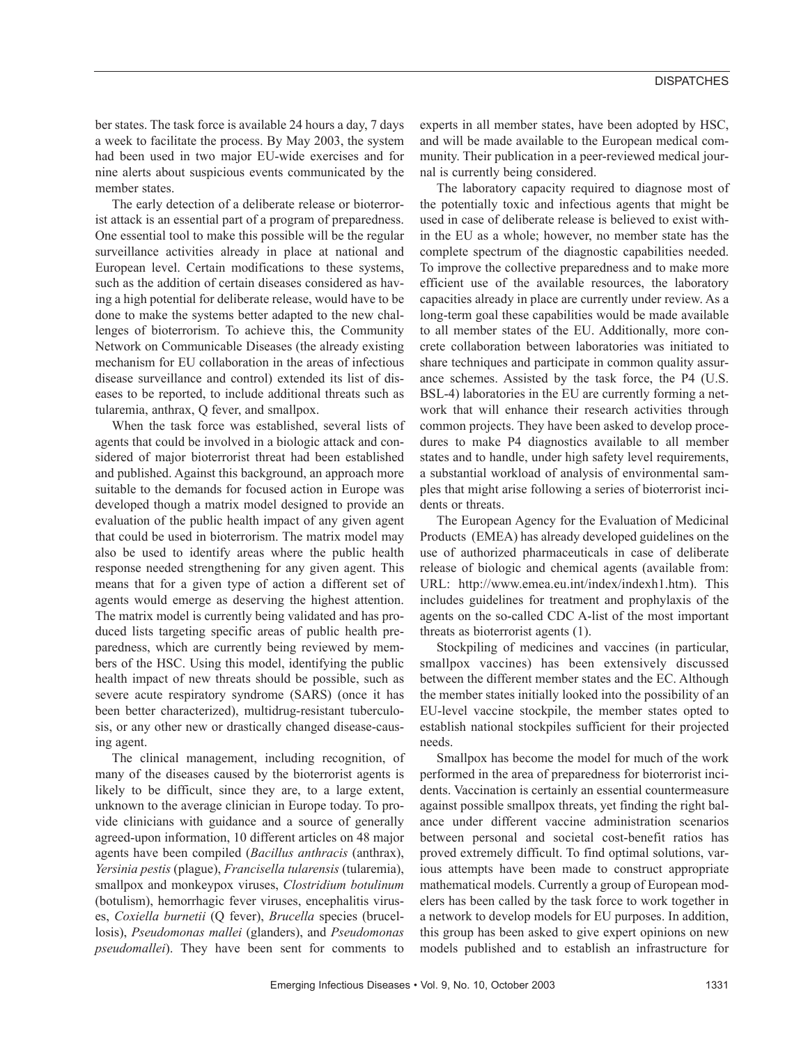ber states. The task force is available 24 hours a day, 7 days a week to facilitate the process. By May 2003, the system had been used in two major EU-wide exercises and for nine alerts about suspicious events communicated by the member states.

The early detection of a deliberate release or bioterrorist attack is an essential part of a program of preparedness. One essential tool to make this possible will be the regular surveillance activities already in place at national and European level. Certain modifications to these systems, such as the addition of certain diseases considered as having a high potential for deliberate release, would have to be done to make the systems better adapted to the new challenges of bioterrorism. To achieve this, the Community Network on Communicable Diseases (the already existing mechanism for EU collaboration in the areas of infectious disease surveillance and control) extended its list of diseases to be reported, to include additional threats such as tularemia, anthrax, Q fever, and smallpox.

When the task force was established, several lists of agents that could be involved in a biologic attack and considered of major bioterrorist threat had been established and published. Against this background, an approach more suitable to the demands for focused action in Europe was developed though a matrix model designed to provide an evaluation of the public health impact of any given agent that could be used in bioterrorism. The matrix model may also be used to identify areas where the public health response needed strengthening for any given agent. This means that for a given type of action a different set of agents would emerge as deserving the highest attention. The matrix model is currently being validated and has produced lists targeting specific areas of public health preparedness, which are currently being reviewed by members of the HSC. Using this model, identifying the public health impact of new threats should be possible, such as severe acute respiratory syndrome (SARS) (once it has been better characterized), multidrug-resistant tuberculosis, or any other new or drastically changed disease-causing agent.

The clinical management, including recognition, of many of the diseases caused by the bioterrorist agents is likely to be difficult, since they are, to a large extent, unknown to the average clinician in Europe today. To provide clinicians with guidance and a source of generally agreed-upon information, 10 different articles on 48 major agents have been compiled (*Bacillus anthracis* (anthrax), *Yersinia pestis* (plague), *Francisella tularensis* (tularemia), smallpox and monkeypox viruses, *Clostridium botulinum* (botulism), hemorrhagic fever viruses, encephalitis viruses, *Coxiella burnetii* (Q fever), *Brucella* species (brucellosis), *Pseudomonas mallei* (glanders), and *Pseudomonas pseudomallei*). They have been sent for comments to experts in all member states, have been adopted by HSC, and will be made available to the European medical community. Their publication in a peer-reviewed medical journal is currently being considered.

The laboratory capacity required to diagnose most of the potentially toxic and infectious agents that might be used in case of deliberate release is believed to exist within the EU as a whole; however, no member state has the complete spectrum of the diagnostic capabilities needed. To improve the collective preparedness and to make more efficient use of the available resources, the laboratory capacities already in place are currently under review. As a long-term goal these capabilities would be made available to all member states of the EU. Additionally, more concrete collaboration between laboratories was initiated to share techniques and participate in common quality assurance schemes. Assisted by the task force, the P4 (U.S. BSL-4) laboratories in the EU are currently forming a network that will enhance their research activities through common projects. They have been asked to develop procedures to make P4 diagnostics available to all member states and to handle, under high safety level requirements, a substantial workload of analysis of environmental samples that might arise following a series of bioterrorist incidents or threats.

The European Agency for the Evaluation of Medicinal Products (EMEA) has already developed guidelines on the use of authorized pharmaceuticals in case of deliberate release of biologic and chemical agents (available from: URL: http://www.emea.eu.int/index/indexh1.htm). This includes guidelines for treatment and prophylaxis of the agents on the so-called CDC A-list of the most important threats as bioterrorist agents (1).

Stockpiling of medicines and vaccines (in particular, smallpox vaccines) has been extensively discussed between the different member states and the EC. Although the member states initially looked into the possibility of an EU-level vaccine stockpile, the member states opted to establish national stockpiles sufficient for their projected needs.

Smallpox has become the model for much of the work performed in the area of preparedness for bioterrorist incidents. Vaccination is certainly an essential countermeasure against possible smallpox threats, yet finding the right balance under different vaccine administration scenarios between personal and societal cost-benefit ratios has proved extremely difficult. To find optimal solutions, various attempts have been made to construct appropriate mathematical models. Currently a group of European modelers has been called by the task force to work together in a network to develop models for EU purposes. In addition, this group has been asked to give expert opinions on new models published and to establish an infrastructure for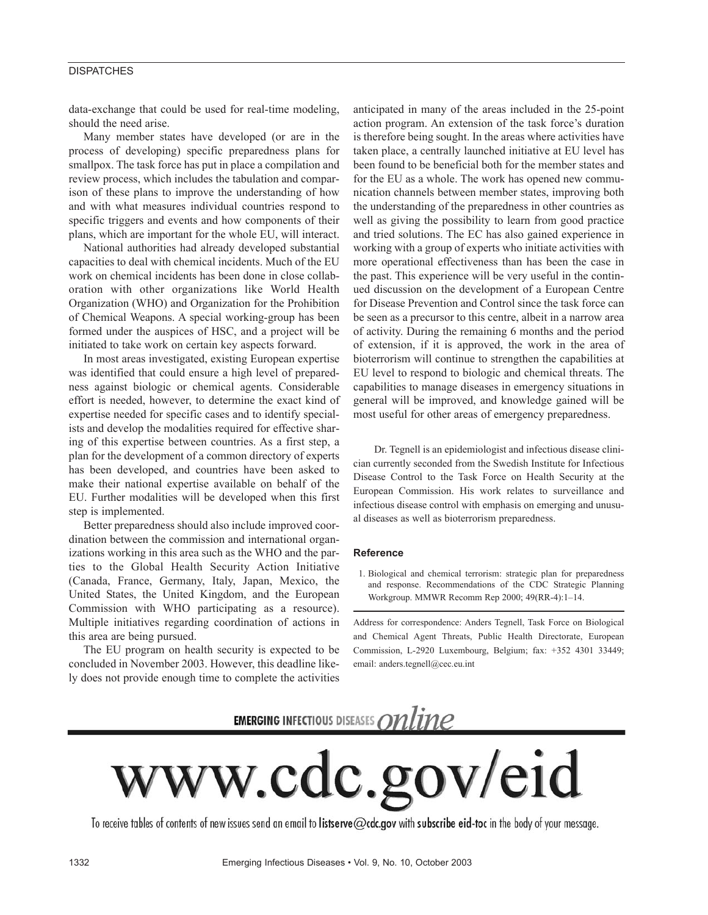data-exchange that could be used for real-time modeling, should the need arise.

Many member states have developed (or are in the process of developing) specific preparedness plans for smallpox. The task force has put in place a compilation and review process, which includes the tabulation and comparison of these plans to improve the understanding of how and with what measures individual countries respond to specific triggers and events and how components of their plans, which are important for the whole EU, will interact.

National authorities had already developed substantial capacities to deal with chemical incidents. Much of the EU work on chemical incidents has been done in close collaboration with other organizations like World Health Organization (WHO) and Organization for the Prohibition of Chemical Weapons. A special working-group has been formed under the auspices of HSC, and a project will be initiated to take work on certain key aspects forward.

In most areas investigated, existing European expertise was identified that could ensure a high level of preparedness against biologic or chemical agents. Considerable effort is needed, however, to determine the exact kind of expertise needed for specific cases and to identify specialists and develop the modalities required for effective sharing of this expertise between countries. As a first step, a plan for the development of a common directory of experts has been developed, and countries have been asked to make their national expertise available on behalf of the EU. Further modalities will be developed when this first step is implemented.

Better preparedness should also include improved coordination between the commission and international organizations working in this area such as the WHO and the parties to the Global Health Security Action Initiative (Canada, France, Germany, Italy, Japan, Mexico, the United States, the United Kingdom, and the European Commission with WHO participating as a resource). Multiple initiatives regarding coordination of actions in this area are being pursued.

The EU program on health security is expected to be concluded in November 2003. However, this deadline likely does not provide enough time to complete the activities anticipated in many of the areas included in the 25-point action program. An extension of the task force's duration is therefore being sought. In the areas where activities have taken place, a centrally launched initiative at EU level has been found to be beneficial both for the member states and for the EU as a whole. The work has opened new communication channels between member states, improving both the understanding of the preparedness in other countries as well as giving the possibility to learn from good practice and tried solutions. The EC has also gained experience in working with a group of experts who initiate activities with more operational effectiveness than has been the case in the past. This experience will be very useful in the continued discussion on the development of a European Centre for Disease Prevention and Control since the task force can be seen as a precursor to this centre, albeit in a narrow area of activity. During the remaining 6 months and the period of extension, if it is approved, the work in the area of bioterrorism will continue to strengthen the capabilities at EU level to respond to biologic and chemical threats. The capabilities to manage diseases in emergency situations in general will be improved, and knowledge gained will be most useful for other areas of emergency preparedness.

Dr. Tegnell is an epidemiologist and infectious disease clinician currently seconded from the Swedish Institute for Infectious Disease Control to the Task Force on Health Security at the European Commission. His work relates to surveillance and infectious disease control with emphasis on emerging and unusual diseases as well as bioterrorism preparedness.

### Reference

1. Biological and chemical terrorism: strategic plan for preparedness and response. Recommendations of the CDC Strategic Planning Workgroup. MMWR Recomm Rep 2000; 49(RR-4):1–14.

Address for correspondence: Anders Tegnell, Task Force on Biological and Chemical Agent Threats, Public Health Directorate, European Commission, L-2920 Luxembourg, Belgium; fax: +352 4301 33449; email: anders.tegnell@cec.eu.int

EMERGING INFECTIOUS DISEASES online

www.cdc.gov/eid

To receive tables of contents of new issues send an email to listserve@cdc.gov with subscribe eid-toc in the body of your message.